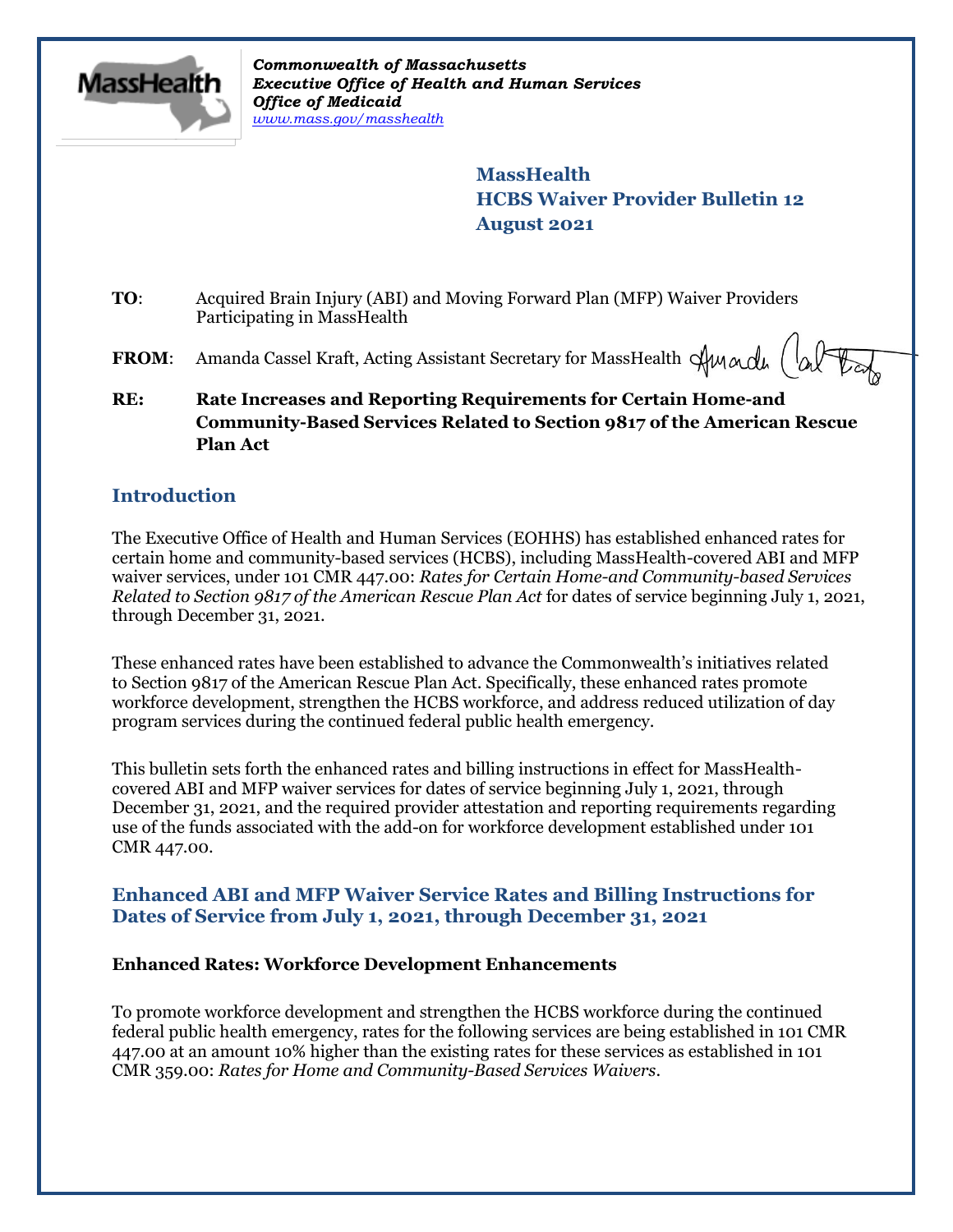*Commonwealth of Massachusetts*
*Executive Office of Health and Human Services*
*Office of Medicaid*
*www.mass.gov/masshealth*

**MassHealth**
**HCBS Waiver Provider Bulletin 12**
**August 2021**

**TO**: Acquired Brain Injury (ABI) and Moving Forward Plan (MFP) Waiver Providers Participating in MassHealth

**FROM**: Amanda Cassel Kraft, Acting Assistant Secretary for MassHealth

**RE: Rate Increases and Reporting Requirements for Certain Home-and Community-Based Services Related to Section 9817 of the American Rescue Plan Act**

## Introduction

The Executive Office of Health and Human Services (EOHHS) has established enhanced rates for certain home and community-based services (HCBS), including MassHealth-covered ABI and MFP waiver services, under 101 CMR 447.00: *Rates for Certain Home-and Community-based Services Related to Section 9817 of the American Rescue Plan Act* for dates of service beginning July 1, 2021, through December 31, 2021.

These enhanced rates have been established to advance the Commonwealth's initiatives related to Section 9817 of the American Rescue Plan Act. Specifically, these enhanced rates promote workforce development, strengthen the HCBS workforce, and address reduced utilization of day program services during the continued federal public health emergency.

This bulletin sets forth the enhanced rates and billing instructions in effect for MassHealth-covered ABI and MFP waiver services for dates of service beginning July 1, 2021, through December 31, 2021, and the required provider attestation and reporting requirements regarding use of the funds associated with the add-on for workforce development established under 101 CMR 447.00.

## Enhanced ABI and MFP Waiver Service Rates and Billing Instructions for Dates of Service from July 1, 2021, through December 31, 2021

### Enhanced Rates: Workforce Development Enhancements

To promote workforce development and strengthen the HCBS workforce during the continued federal public health emergency, rates for the following services are being established in 101 CMR 447.00 at an amount 10% higher than the existing rates for these services as established in 101 CMR 359.00: *Rates for Home and Community-Based Services Waivers*.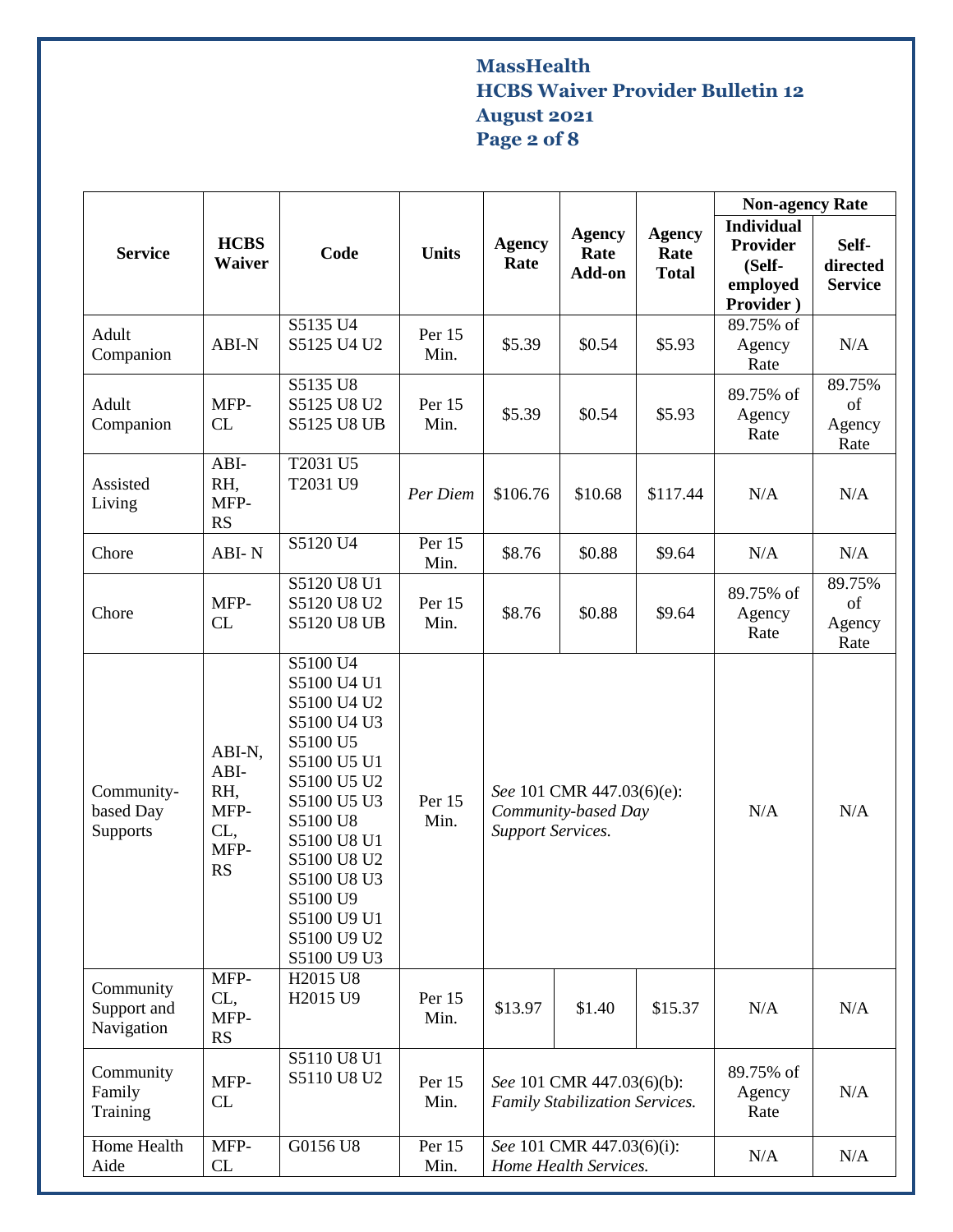| Service | HCBS Waiver | Code | Units | Agency Rate | Agency Rate Add-on | Agency Rate Total | Non-agency Rate | |
|---|---|---|---|---|---|---|---|---|
| | | | | | | | Individual Provider (Self-employed Provider ) | Self-directed Service |
| Adult Companion | ABI-N | S5135 U4<br>S5125 U4 U2 | Per 15 Min. | $5.39 | $0.54 | $5.93 | 89.75% of Agency Rate | N/A |
| Adult Companion | MFP-CL | S5135 U8<br>S5125 U8 U2<br>S5125 U8 UB | Per 15 Min. | $5.39 | $0.54 | $5.93 | 89.75% of Agency Rate | 89.75% of Agency Rate |
| Assisted Living | ABI-RH, MFP-RS | T2031 U5<br>T2031 U9 | *Per Diem* | $106.76 | $10.68 | $117.44 | N/A | N/A |
| Chore | ABI- N | S5120 U4 | Per 15 Min. | $8.76 | $0.88 | $9.64 | N/A | N/A |
| Chore | MFP-CL | S5120 U8 U1<br>S5120 U8 U2<br>S5120 U8 UB | Per 15 Min. | $8.76 | $0.88 | $9.64 | 89.75% of Agency Rate | 89.75% of Agency Rate |
| Community-based Day Supports | ABI-N, ABI-RH, MFP-CL, MFP-RS | S5100 U4<br>S5100 U4 U1<br>S5100 U4 U2<br>S5100 U4 U3<br>S5100 U5<br>S5100 U5 U1<br>S5100 U5 U2<br>S5100 U5 U3<br>S5100 U8<br>S5100 U8 U1<br>S5100 U8 U2<br>S5100 U8 U3<br>S5100 U9<br>S5100 U9 U1<br>S5100 U9 U2<br>S5100 U9 U3 | Per 15 Min. | *See* 101 CMR 447.03(6)(e): *Community-based Day Support Services.* | | | N/A | N/A |
| Community Support and Navigation | MFP-CL, MFP-RS | H2015 U8<br>H2015 U9 | Per 15 Min. | $13.97 | $1.40 | $15.37 | N/A | N/A |
| Community Family Training | MFP-CL | S5110 U8 U1<br>S5110 U8 U2 | Per 15 Min. | *See* 101 CMR 447.03(6)(b): *Family Stabilization Services.* | | | 89.75% of Agency Rate | N/A |
| Home Health Aide | MFP-CL | G0156 U8 | Per 15 Min. | *See* 101 CMR 447.03(6)(i): *Home Health Services.* | | | N/A | N/A |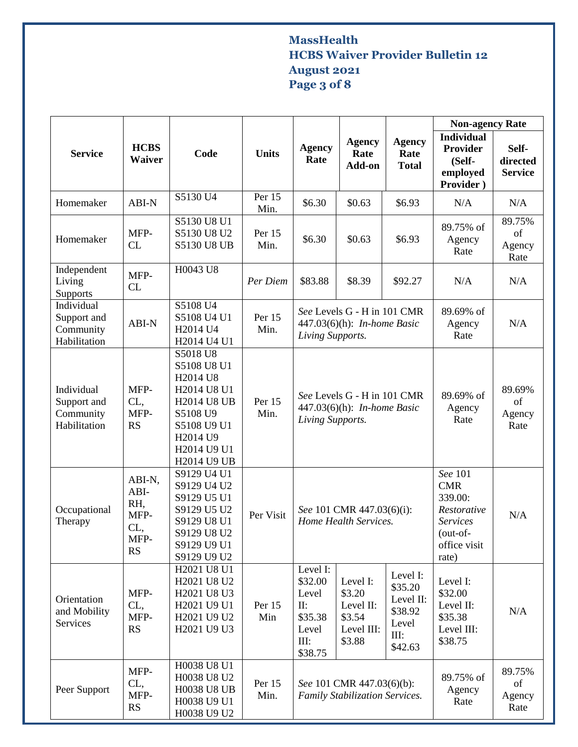| Service | HCBS Waiver | Code | Units | Agency Rate | Agency Rate Add-on | Agency Rate Total | Non-agency Rate | |
|---|---|---|---|---|---|---|---|---|
| | | | | | | | Individual Provider (Self-employed Provider ) | Self-directed Service |
| Homemaker | ABI-N | S5130 U4 | Per 15 Min. | $6.30 | $0.63 | $6.93 | N/A | N/A |
| Homemaker | MFP-CL | S5130 U8 U1<br>S5130 U8 U2<br>S5130 U8 UB | Per 15 Min. | $6.30 | $0.63 | $6.93 | 89.75% of Agency Rate | 89.75% of Agency Rate |
| Independent Living Supports | MFP-CL | H0043 U8 | *Per Diem* | $83.88 | $8.39 | $92.27 | N/A | N/A |
| Individual Support and Community Habilitation | ABI-N | S5108 U4<br>S5108 U4 U1<br>H2014 U4<br>H2014 U4 U1 | Per 15 Min. | *See* Levels G - H in 101 CMR 447.03(6)(h): *In-home Basic Living Supports.* | | | 89.69% of Agency Rate | N/A |
| Individual Support and Community Habilitation | MFP-CL, MFP-RS | S5018 U8<br>S5108 U8 U1<br>H2014 U8<br>H2014 U8 U1<br>H2014 U8 UB<br>S5108 U9<br>S5108 U9 U1<br>H2014 U9<br>H2014 U9 U1<br>H2014 U9 UB | Per 15 Min. | *See* Levels G - H in 101 CMR 447.03(6)(h): *In-home Basic Living Supports.* | | | 89.69% of Agency Rate | 89.69% of Agency Rate |
| Occupational Therapy | ABI-N, ABI-RH, MFP-CL, MFP-RS | S9129 U4 U1<br>S9129 U4 U2<br>S9129 U5 U1<br>S9129 U5 U2<br>S9129 U8 U1<br>S9129 U8 U2<br>S9129 U9 U1<br>S9129 U9 U2 | Per Visit | *See* 101 CMR 447.03(6)(i): *Home Health Services.* | | | *See* 101 CMR 339.00: *Restorative Services* (out-of-office visit rate) | N/A |
| Orientation and Mobility Services | MFP-CL, MFP-RS | H2021 U8 U1<br>H2021 U8 U2<br>H2021 U8 U3<br>H2021 U9 U1<br>H2021 U9 U2<br>H2021 U9 U3 | Per 15 Min | Level I: $32.00<br>Level II: $35.38<br>Level III: $38.75 | Level I: $3.20<br>Level II: $3.54<br>Level III: $3.88 | Level I: $35.20<br>Level II: $38.92<br>Level III: $42.63 | Level I: $32.00<br>Level II: $35.38<br>Level III: $38.75 | N/A |
| Peer Support | MFP-CL, MFP-RS | H0038 U8 U1<br>H0038 U8 U2<br>H0038 U8 UB<br>H0038 U9 U1<br>H0038 U9 U2 | Per 15 Min. | *See* 101 CMR 447.03(6)(b): *Family Stabilization Services.* | | | 89.75% of Agency Rate | 89.75% of Agency Rate |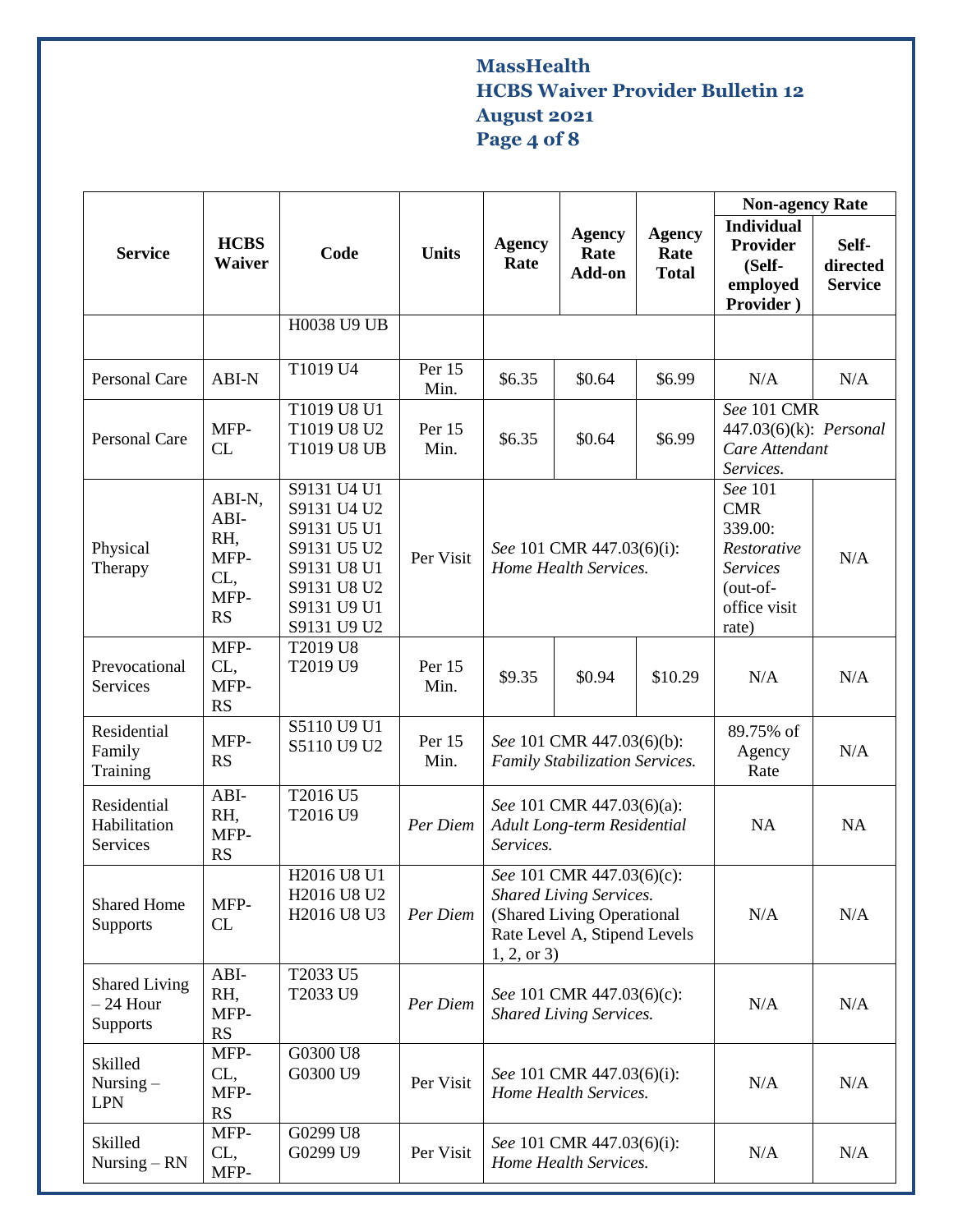| Service | HCBS Waiver | Code | Units | Agency Rate | Agency Rate Add-on | Agency Rate Total | Non-agency Rate | |
|---|---|---|---|---|---|---|---|---|
| | | | | | | | Individual Provider (Self-employed Provider ) | Self-directed Service |
| | | H0038 U9 UB | | | | | | |
| Personal Care | ABI-N | T1019 U4 | Per 15 Min. | $6.35 | $0.64 | $6.99 | N/A | N/A |
| Personal Care | MFP-CL | T1019 U8 U1<br>T1019 U8 U2<br>T1019 U8 UB | Per 15 Min. | $6.35 | $0.64 | $6.99 | *See* 101 CMR 447.03(6)(k): *Personal Care Attendant Services.* | |
| Physical Therapy | ABI-N, ABI-RH, MFP-CL, MFP-RS | S9131 U4 U1<br>S9131 U4 U2<br>S9131 U5 U1<br>S9131 U5 U2<br>S9131 U8 U1<br>S9131 U8 U2<br>S9131 U9 U1<br>S9131 U9 U2 | Per Visit | *See* 101 CMR 447.03(6)(i): *Home Health Services.* | | | *See* 101 CMR 339.00: *Restorative Services* (out-of-office visit rate) | N/A |
| Prevocational Services | MFP-CL, MFP-RS | T2019 U8<br>T2019 U9 | Per 15 Min. | $9.35 | $0.94 | $10.29 | N/A | N/A |
| Residential Family Training | MFP-RS | S5110 U9 U1<br>S5110 U9 U2 | Per 15 Min. | *See* 101 CMR 447.03(6)(b): *Family Stabilization Services.* | | | 89.75% of Agency Rate | N/A |
| Residential Habilitation Services | ABI-RH, MFP-RS | T2016 U5<br>T2016 U9 | *Per Diem* | *See* 101 CMR 447.03(6)(a): *Adult Long-term Residential Services.* | | | NA | NA |
| Shared Home Supports | MFP-CL | H2016 U8 U1<br>H2016 U8 U2<br>H2016 U8 U3 | *Per Diem* | *See* 101 CMR 447.03(6)(c): *Shared Living Services.* (Shared Living Operational Rate Level A, Stipend Levels 1, 2, or 3) | | | N/A | N/A |
| Shared Living – 24 Hour Supports | ABI-RH, MFP-RS | T2033 U5<br>T2033 U9 | *Per Diem* | *See* 101 CMR 447.03(6)(c): *Shared Living Services.* | | | N/A | N/A |
| Skilled Nursing – LPN | MFP-CL, MFP-RS | G0300 U8<br>G0300 U9 | Per Visit | *See* 101 CMR 447.03(6)(i): *Home Health Services.* | | | N/A | N/A |
| Skilled Nursing – RN | MFP-CL, MFP- | G0299 U8<br>G0299 U9 | Per Visit | *See* 101 CMR 447.03(6)(i): *Home Health Services.* | | | N/A | N/A |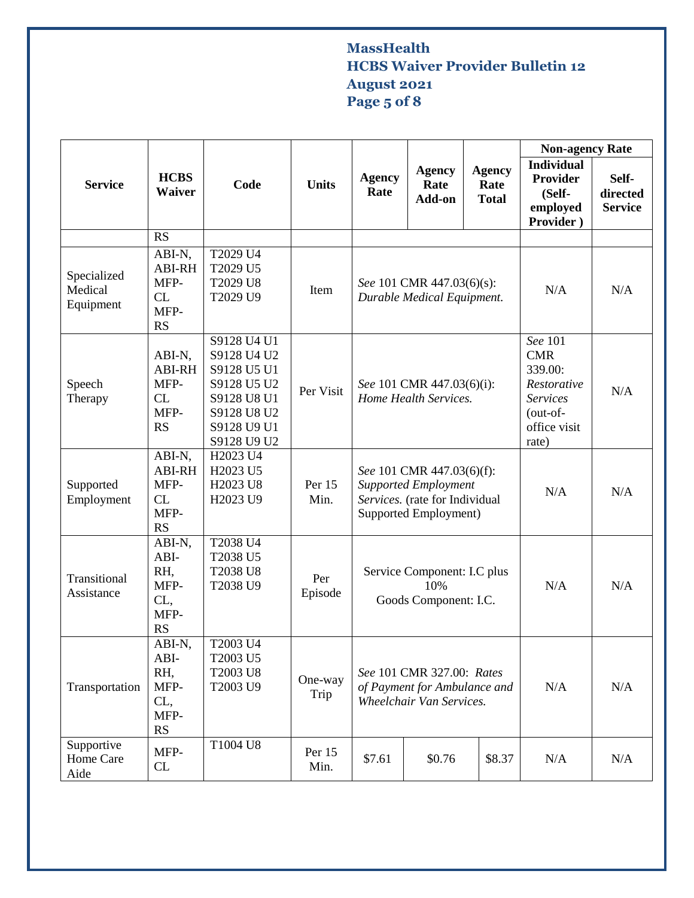| Service | HCBS Waiver | Code | Units | Agency Rate | Agency Rate Add-on | Agency Rate Total | Non-agency Rate | |
|---|---|---|---|---|---|---|---|---|
| | | | | | | | Individual Provider (Self-employed Provider ) | Self-directed Service |
| | RS | | | | | | | |
| Specialized Medical Equipment | ABI-N, ABI-RH MFP-CL MFP-RS | T2029 U4 T2029 U5 T2029 U8 T2029 U9 | Item | *See* 101 CMR 447.03(6)(s): *Durable Medical Equipment.* | | | N/A | N/A |
| Speech Therapy | ABI-N, ABI-RH MFP-CL MFP-RS | S9128 U4 U1 S9128 U4 U2 S9128 U5 U1 S9128 U5 U2 S9128 U8 U1 S9128 U8 U2 S9128 U9 U1 S9128 U9 U2 | Per Visit | *See* 101 CMR 447.03(6)(i): *Home Health Services.* | | | *See* 101 CMR 339.00: *Restorative Services* (out-of-office visit rate) | N/A |
| Supported Employment | ABI-N, ABI-RH MFP-CL MFP-RS | H2023 U4 H2023 U5 H2023 U8 H2023 U9 | Per 15 Min. | *See* 101 CMR 447.03(6)(f): *Supported Employment Services.* (rate for Individual Supported Employment) | | | N/A | N/A |
| Transitional Assistance | ABI-N, ABI-RH, MFP-CL, MFP-RS | T2038 U4 T2038 U5 T2038 U8 T2038 U9 | Per Episode | Service Component: I.C plus 10% Goods Component: I.C. | | | N/A | N/A |
| Transportation | ABI-N, ABI-RH, MFP-CL, MFP-RS | T2003 U4 T2003 U5 T2003 U8 T2003 U9 | One-way Trip | *See* 101 CMR 327.00: *Rates of Payment for Ambulance and Wheelchair Van Services.* | | | N/A | N/A |
| Supportive Home Care Aide | MFP-CL | T1004 U8 | Per 15 Min. | $7.61 | $0.76 | $8.37 | N/A | N/A |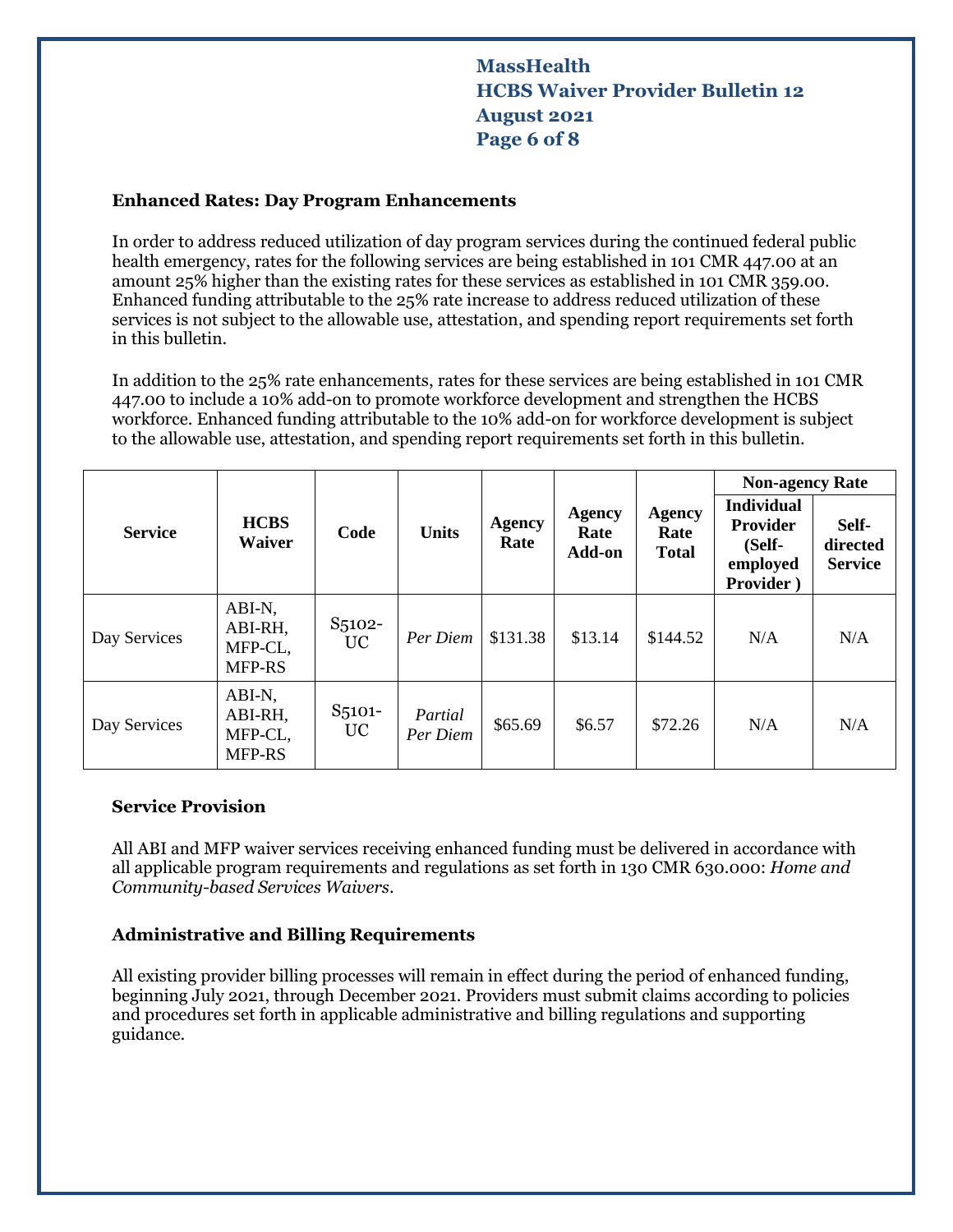### Enhanced Rates: Day Program Enhancements

In order to address reduced utilization of day program services during the continued federal public health emergency, rates for the following services are being established in 101 CMR 447.00 at an amount 25% higher than the existing rates for these services as established in 101 CMR 359.00. Enhanced funding attributable to the 25% rate increase to address reduced utilization of these services is not subject to the allowable use, attestation, and spending report requirements set forth in this bulletin.

In addition to the 25% rate enhancements, rates for these services are being established in 101 CMR 447.00 to include a 10% add-on to promote workforce development and strengthen the HCBS workforce. Enhanced funding attributable to the 10% add-on for workforce development is subject to the allowable use, attestation, and spending report requirements set forth in this bulletin.

| Service | HCBS Waiver | Code | Units | Agency Rate | Agency Rate Add-on | Agency Rate Total | Non-agency Rate | |
|---|---|---|---|---|---|---|---|---|
| | | | | | | | Individual Provider (Self-employed Provider ) | Self-directed Service |
| Day Services | ABI-N, ABI-RH, MFP-CL, MFP-RS | S5102-UC | *Per Diem* | $131.38 | $13.14 | $144.52 | N/A | N/A |
| Day Services | ABI-N, ABI-RH, MFP-CL, MFP-RS | S5101-UC | *Partial Per Diem* | $65.69 | $6.57 | $72.26 | N/A | N/A |

### Service Provision

All ABI and MFP waiver services receiving enhanced funding must be delivered in accordance with all applicable program requirements and regulations as set forth in 130 CMR 630.000: *Home and Community-based Services Waivers*.

### Administrative and Billing Requirements

All existing provider billing processes will remain in effect during the period of enhanced funding, beginning July 2021, through December 2021. Providers must submit claims according to policies and procedures set forth in applicable administrative and billing regulations and supporting guidance.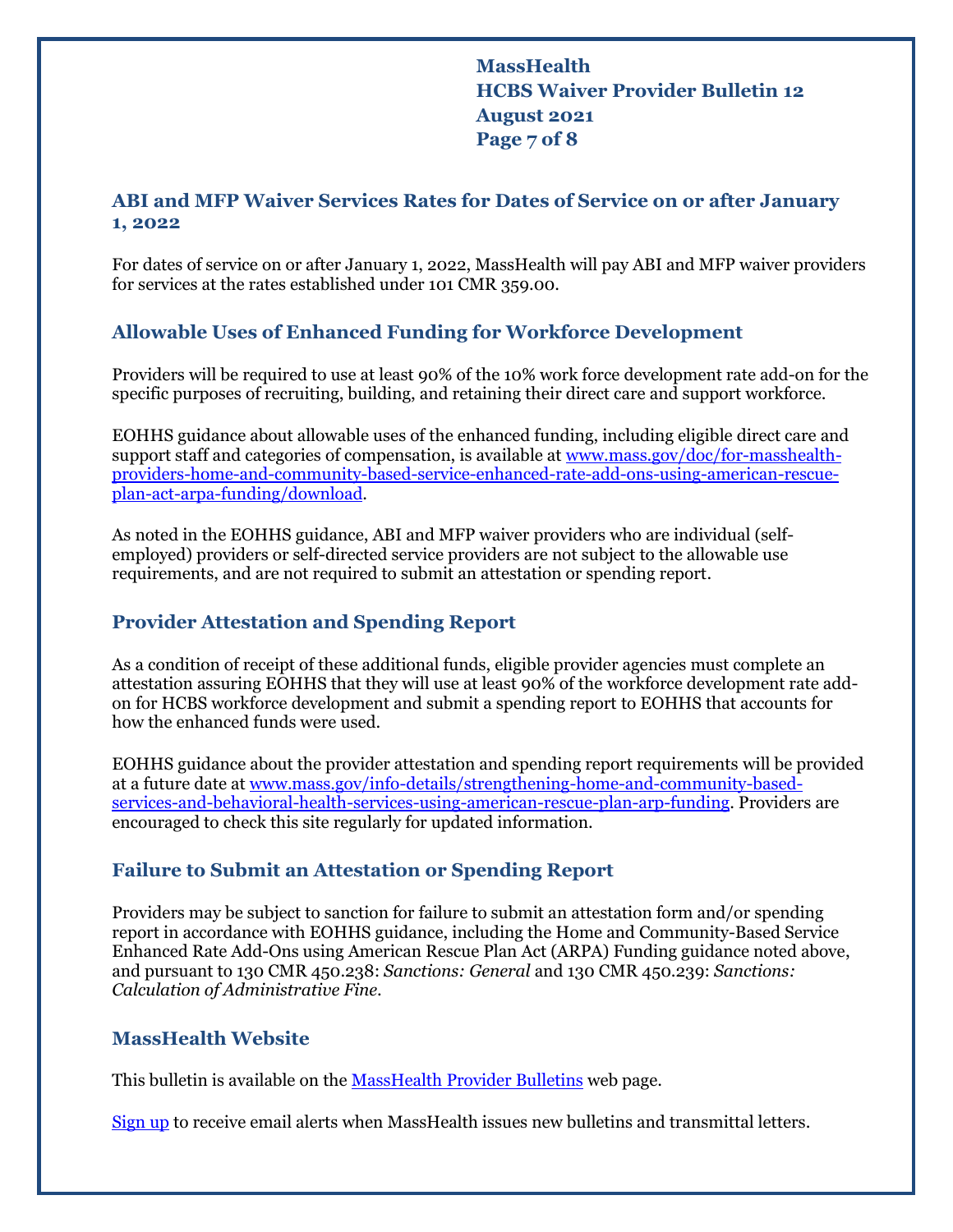## ABI and MFP Waiver Services Rates for Dates of Service on or after January 1, 2022

For dates of service on or after January 1, 2022, MassHealth will pay ABI and MFP waiver providers for services at the rates established under 101 CMR 359.00.

## Allowable Uses of Enhanced Funding for Workforce Development

Providers will be required to use at least 90% of the 10% work force development rate add-on for the specific purposes of recruiting, building, and retaining their direct care and support workforce.

EOHHS guidance about allowable uses of the enhanced funding, including eligible direct care and support staff and categories of compensation, is available at [www.mass.gov/doc/for-masshealth-providers-home-and-community-based-service-enhanced-rate-add-ons-using-american-rescue-plan-act-arpa-funding/download](www.mass.gov/doc/for-masshealth-providers-home-and-community-based-service-enhanced-rate-add-ons-using-american-rescue-plan-act-arpa-funding/download).

As noted in the EOHHS guidance, ABI and MFP waiver providers who are individual (self-employed) providers or self-directed service providers are not subject to the allowable use requirements, and are not required to submit an attestation or spending report.

## Provider Attestation and Spending Report

As a condition of receipt of these additional funds, eligible provider agencies must complete an attestation assuring EOHHS that they will use at least 90% of the workforce development rate add-on for HCBS workforce development and submit a spending report to EOHHS that accounts for how the enhanced funds were used.

EOHHS guidance about the provider attestation and spending report requirements will be provided at a future date at [www.mass.gov/info-details/strengthening-home-and-community-based-services-and-behavioral-health-services-using-american-rescue-plan-arp-funding](www.mass.gov/info-details/strengthening-home-and-community-based-services-and-behavioral-health-services-using-american-rescue-plan-arp-funding). Providers are encouraged to check this site regularly for updated information.

## Failure to Submit an Attestation or Spending Report

Providers may be subject to sanction for failure to submit an attestation form and/or spending report in accordance with EOHHS guidance, including the Home and Community-Based Service Enhanced Rate Add-Ons using American Rescue Plan Act (ARPA) Funding guidance noted above, and pursuant to 130 CMR 450.238: *Sanctions: General* and 130 CMR 450.239: *Sanctions: Calculation of Administrative Fine*.

## MassHealth Website

This bulletin is available on the MassHealth Provider Bulletins web page.

Sign up to receive email alerts when MassHealth issues new bulletins and transmittal letters.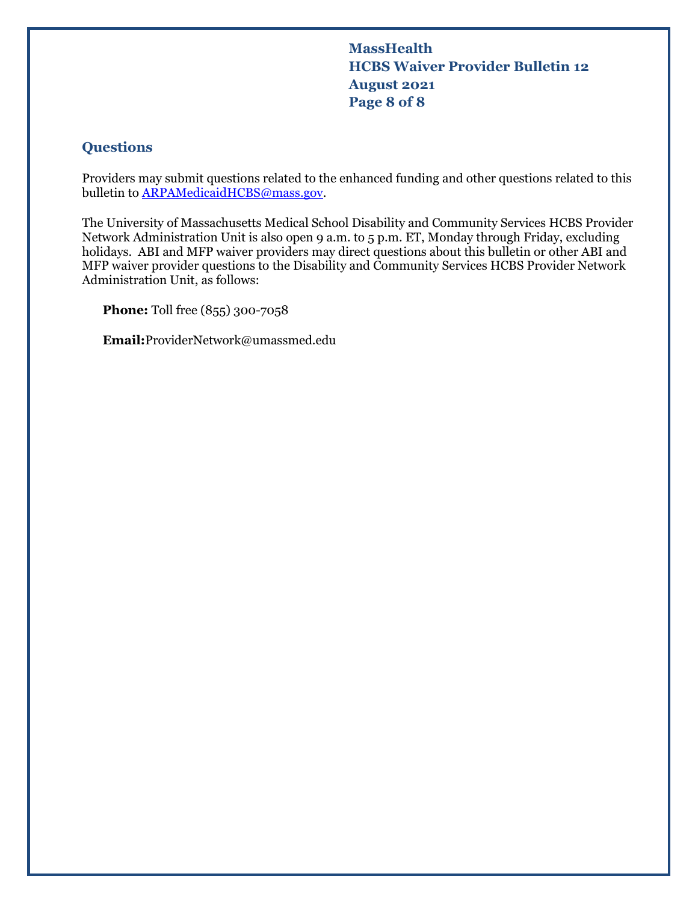## Questions

Providers may submit questions related to the enhanced funding and other questions related to this bulletin to ARPAMedicaidHCBS@mass.gov.

The University of Massachusetts Medical School Disability and Community Services HCBS Provider Network Administration Unit is also open 9 a.m. to 5 p.m. ET, Monday through Friday, excluding holidays. ABI and MFP waiver providers may direct questions about this bulletin or other ABI and MFP waiver provider questions to the Disability and Community Services HCBS Provider Network Administration Unit, as follows:

**Phone:** Toll free (855) 300-7058

**Email:**ProviderNetwork@umassmed.edu